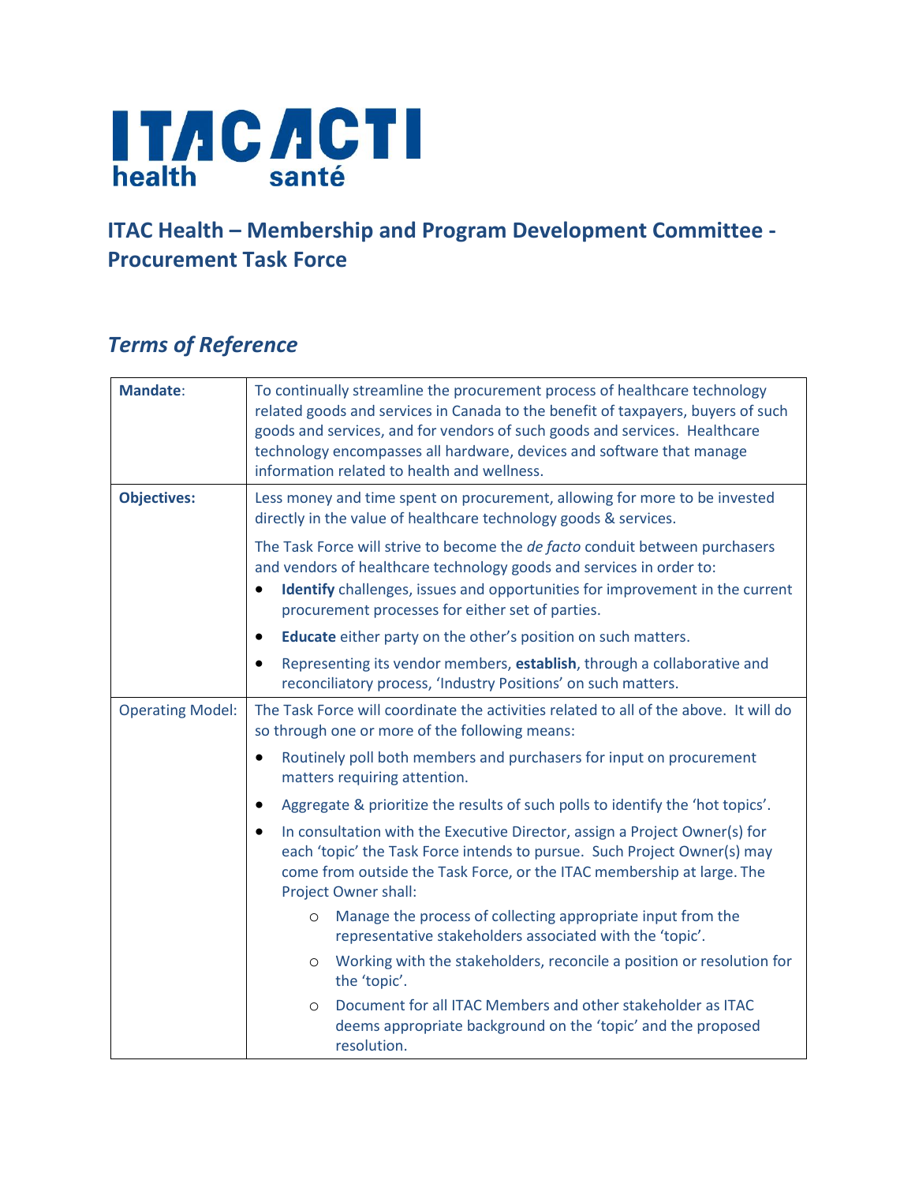ITAC ACTI
health santé

## ITAC Health – Membership and Program Development Committee - Procurement Task Force

## *Terms of Reference*

| | |
|---|---|
| **Mandate**: | To continually streamline the procurement process of healthcare technology related goods and services in Canada to the benefit of taxpayers, buyers of such goods and services, and for vendors of such goods and services. Healthcare technology encompasses all hardware, devices and software that manage information related to health and wellness. |
| **Objectives:** | Less money and time spent on procurement, allowing for more to be invested directly in the value of healthcare technology goods & services.<br><br>The Task Force will strive to become the *de facto* conduit between purchasers and vendors of healthcare technology goods and services in order to:<br>• **Identify** challenges, issues and opportunities for improvement in the current procurement processes for either set of parties.<br>• **Educate** either party on the other's position on such matters.<br>• Representing its vendor members, **establish**, through a collaborative and reconciliatory process, 'Industry Positions' on such matters. |
| Operating Model: | The Task Force will coordinate the activities related to all of the above. It will do so through one or more of the following means:<br>• Routinely poll both members and purchasers for input on procurement matters requiring attention.<br>• Aggregate & prioritize the results of such polls to identify the 'hot topics'.<br>• In consultation with the Executive Director, assign a Project Owner(s) for each 'topic' the Task Force intends to pursue. Such Project Owner(s) may come from outside the Task Force, or the ITAC membership at large. The Project Owner shall:<br>&nbsp;&nbsp;&nbsp;&nbsp;○ Manage the process of collecting appropriate input from the representative stakeholders associated with the 'topic'.<br>&nbsp;&nbsp;&nbsp;&nbsp;○ Working with the stakeholders, reconcile a position or resolution for the 'topic'.<br>&nbsp;&nbsp;&nbsp;&nbsp;○ Document for all ITAC Members and other stakeholder as ITAC deems appropriate background on the 'topic' and the proposed resolution. |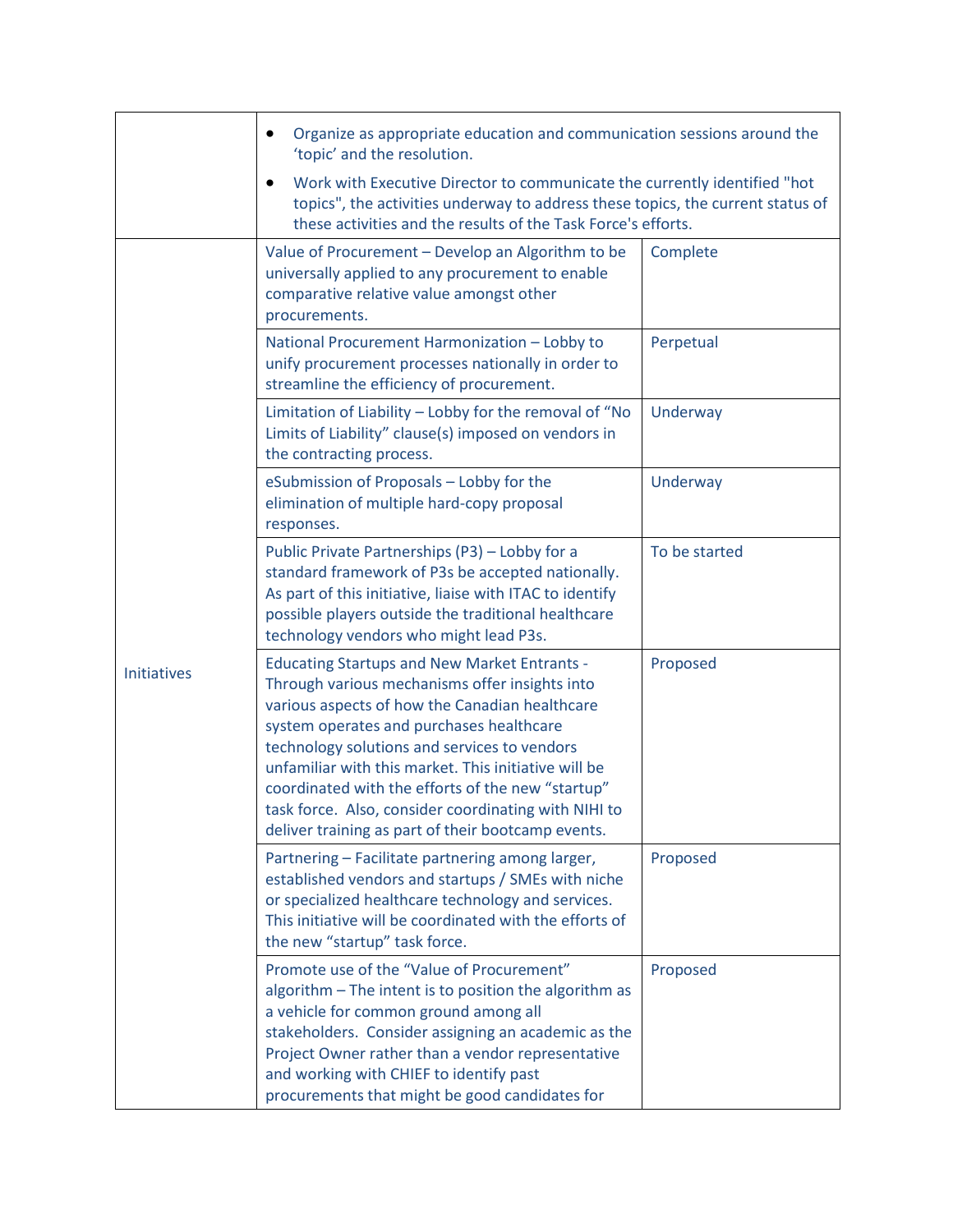| | | |
|---|---|---|
| | • Organize as appropriate education and communication sessions around the 'topic' and the resolution.<br>• Work with Executive Director to communicate the currently identified "hot topics", the activities underway to address these topics, the current status of these activities and the results of the Task Force's efforts. | |
| Initiatives | Value of Procurement – Develop an Algorithm to be universally applied to any procurement to enable comparative relative value amongst other procurements. | Complete |
| | National Procurement Harmonization – Lobby to unify procurement processes nationally in order to streamline the efficiency of procurement. | Perpetual |
| | Limitation of Liability – Lobby for the removal of "No Limits of Liability" clause(s) imposed on vendors in the contracting process. | Underway |
| | eSubmission of Proposals – Lobby for the elimination of multiple hard-copy proposal responses. | Underway |
| | Public Private Partnerships (P3) – Lobby for a standard framework of P3s be accepted nationally. As part of this initiative, liaise with ITAC to identify possible players outside the traditional healthcare technology vendors who might lead P3s. | To be started |
| | Educating Startups and New Market Entrants - Through various mechanisms offer insights into various aspects of how the Canadian healthcare system operates and purchases healthcare technology solutions and services to vendors unfamiliar with this market. This initiative will be coordinated with the efforts of the new "startup" task force. Also, consider coordinating with NIHI to deliver training as part of their bootcamp events. | Proposed |
| | Partnering – Facilitate partnering among larger, established vendors and startups / SMEs with niche or specialized healthcare technology and services. This initiative will be coordinated with the efforts of the new "startup" task force. | Proposed |
| | Promote use of the "Value of Procurement" algorithm – The intent is to position the algorithm as a vehicle for common ground among all stakeholders. Consider assigning an academic as the Project Owner rather than a vendor representative and working with CHIEF to identify past procurements that might be good candidates for | Proposed |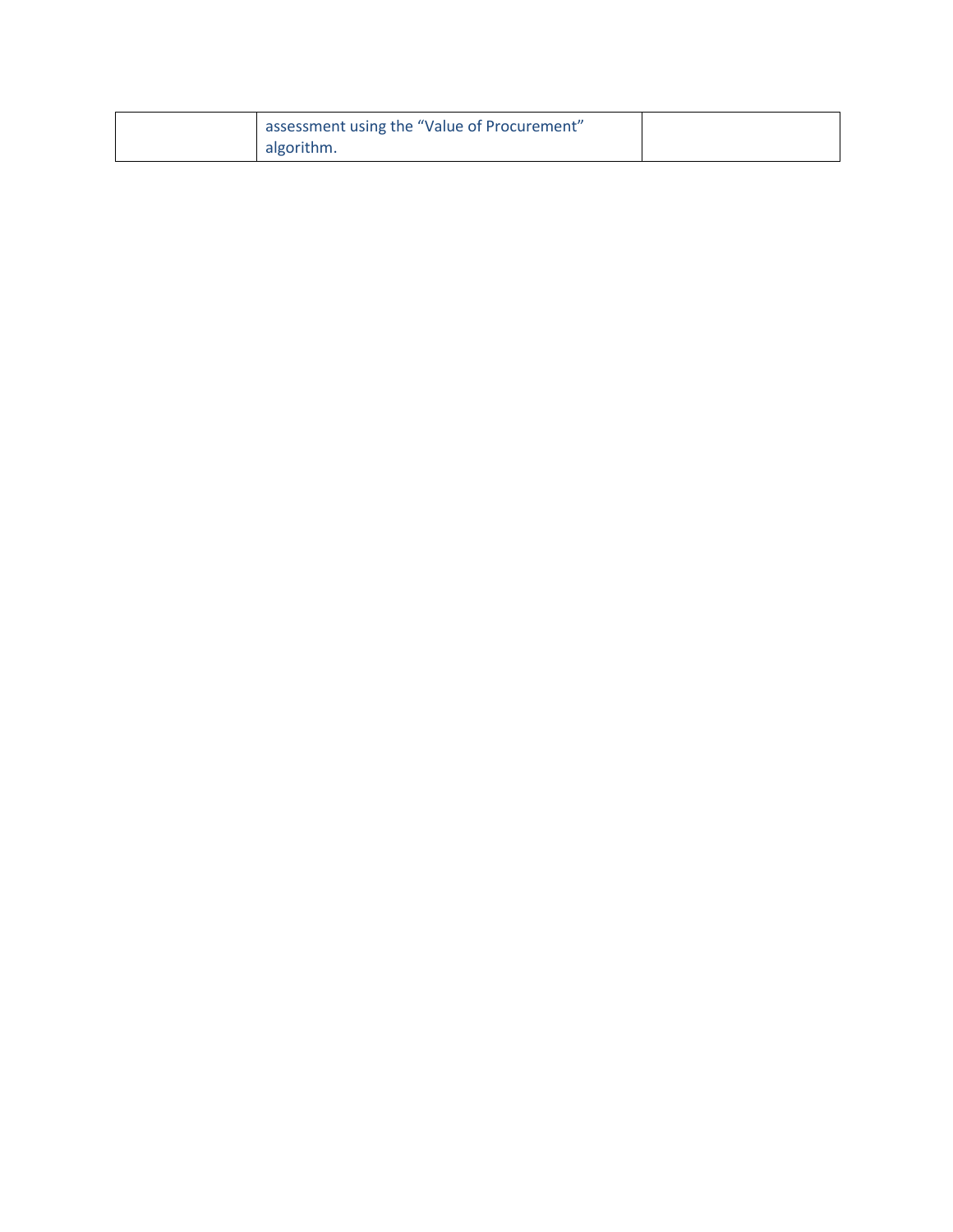| | | |
|---|---|---|
| | assessment using the "Value of Procurement" algorithm. | |